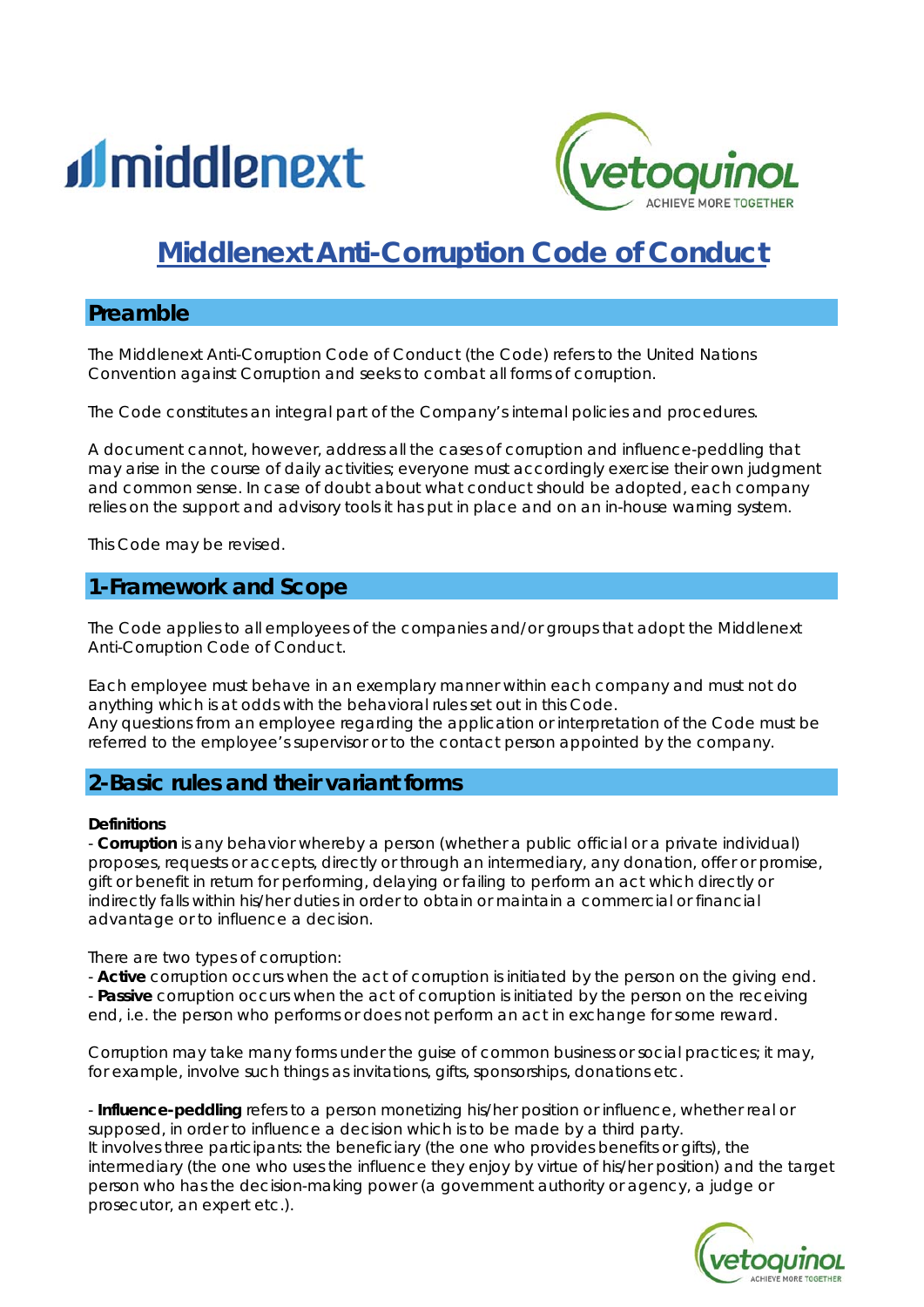# Middlenext Anti-Corruption Code of Conduct

## Preamble

The Middlenext Anti-Corruption Code of Conduct (the Code) refers to the United Nations Convention against Corruption and seeks to combat all forms of corruption.

The Code constitutes an integral part of the Company's internal policies and procedures.

A document cannot, however, address all the cases of corruption and influence-peddling that may arise in the course of daily activities; everyone must accordingly exercise their own judgment and common sense. In case of doubt about what conduct should be adopted, each company relies on the support and advisory tools it has put in place and on an in-house warning system.

This Code may be revised.

## 1-Framework and Scope

The Code applies to all employees of the companies and/or groups that adopt the Middlenext Anti-Corruption Code of Conduct.

Each employee must behave in an exemplary manner within each company and must not do anything which is at odds with the behavioral rules set out in this Code.
Any questions from an employee regarding the application or interpretation of the Code must be referred to the employee's supervisor or to the contact person appointed by the company.

## 2-Basic rules and their variant forms

**Definitions**

- **Corruption** is any behavior whereby a person (whether a public official or a private individual) proposes, requests or accepts, directly or through an intermediary, any donation, offer or promise, gift or benefit in return for performing, delaying or failing to perform an act which directly or indirectly falls within his/her duties in order to obtain or maintain a commercial or financial advantage or to influence a decision.

There are two types of corruption:
- **Active** corruption occurs when the act of corruption is initiated by the person on the giving end.
- **Passive** corruption occurs when the act of corruption is initiated by the person on the receiving end, i.e. the person who performs or does not perform an act in exchange for some reward.

Corruption may take many forms under the guise of common business or social practices; it may, for example, involve such things as invitations, gifts, sponsorships, donations etc.

- **Influence-peddling** refers to a person monetizing his/her position or influence, whether real or supposed, in order to influence a decision which is to be made by a third party.
It involves three participants: the beneficiary (the one who provides benefits or gifts), the intermediary (the one who uses the influence they enjoy by virtue of his/her position) and the target person who has the decision-making power (a government authority or agency, a judge or prosecutor, an expert etc.).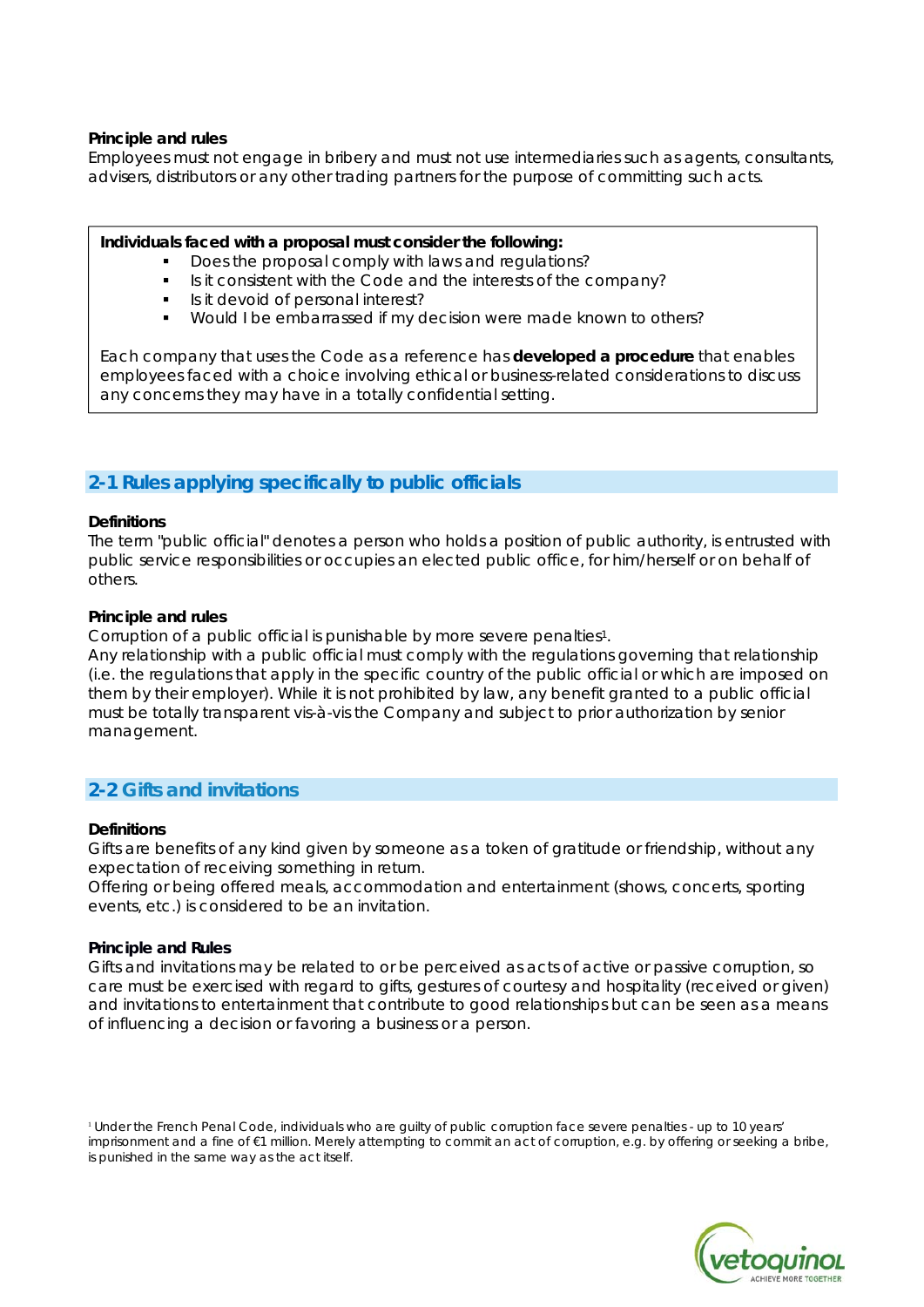**Principle and rules**

Employees must not engage in bribery and must not use intermediaries such as agents, consultants, advisers, distributors or any other trading partners for the purpose of committing such acts.

> **Individuals faced with a proposal must consider the following:**
>
> - Does the proposal comply with laws and regulations?
> - Is it consistent with the Code and the interests of the company?
> - Is it devoid of personal interest?
> - Would I be embarrassed if my decision were made known to others?
>
> Each company that uses the Code as a reference has **developed a procedure** that enables employees faced with a choice involving ethical or business-related considerations to discuss any concerns they may have in a totally confidential setting.

## 2-1 Rules applying specifically to public officials

**Definitions**

The term "public official" denotes a person who holds a position of public authority, is entrusted with public service responsibilities or occupies an elected public office, for him/herself or on behalf of others.

**Principle and rules**

Corruption of a public official is punishable by more severe penalties[1].

Any relationship with a public official must comply with the regulations governing that relationship (i.e. the regulations that apply in the specific country of the public official or which are imposed on them by their employer). While it is not prohibited by law, any benefit granted to a public official must be totally transparent vis-à-vis the Company and subject to prior authorization by senior management.

## 2-2 Gifts and invitations

**Definitions**

Gifts are benefits of any kind given by someone as a token of gratitude or friendship, without any expectation of receiving something in return.

Offering or being offered meals, accommodation and entertainment (shows, concerts, sporting events, etc.) is considered to be an invitation.

**Principle and Rules**

Gifts and invitations may be related to or be perceived as acts of active or passive corruption, so care must be exercised with regard to gifts, gestures of courtesy and hospitality (received or given) and invitations to entertainment that contribute to good relationships but can be seen as a means of influencing a decision or favoring a business or a person.

[1] Under the French Penal Code, individuals who are guilty of public corruption face severe penalties - up to 10 years' imprisonment and a fine of €1 million. Merely attempting to commit an act of corruption, e.g. by offering or seeking a bribe, is punished in the same way as the act itself.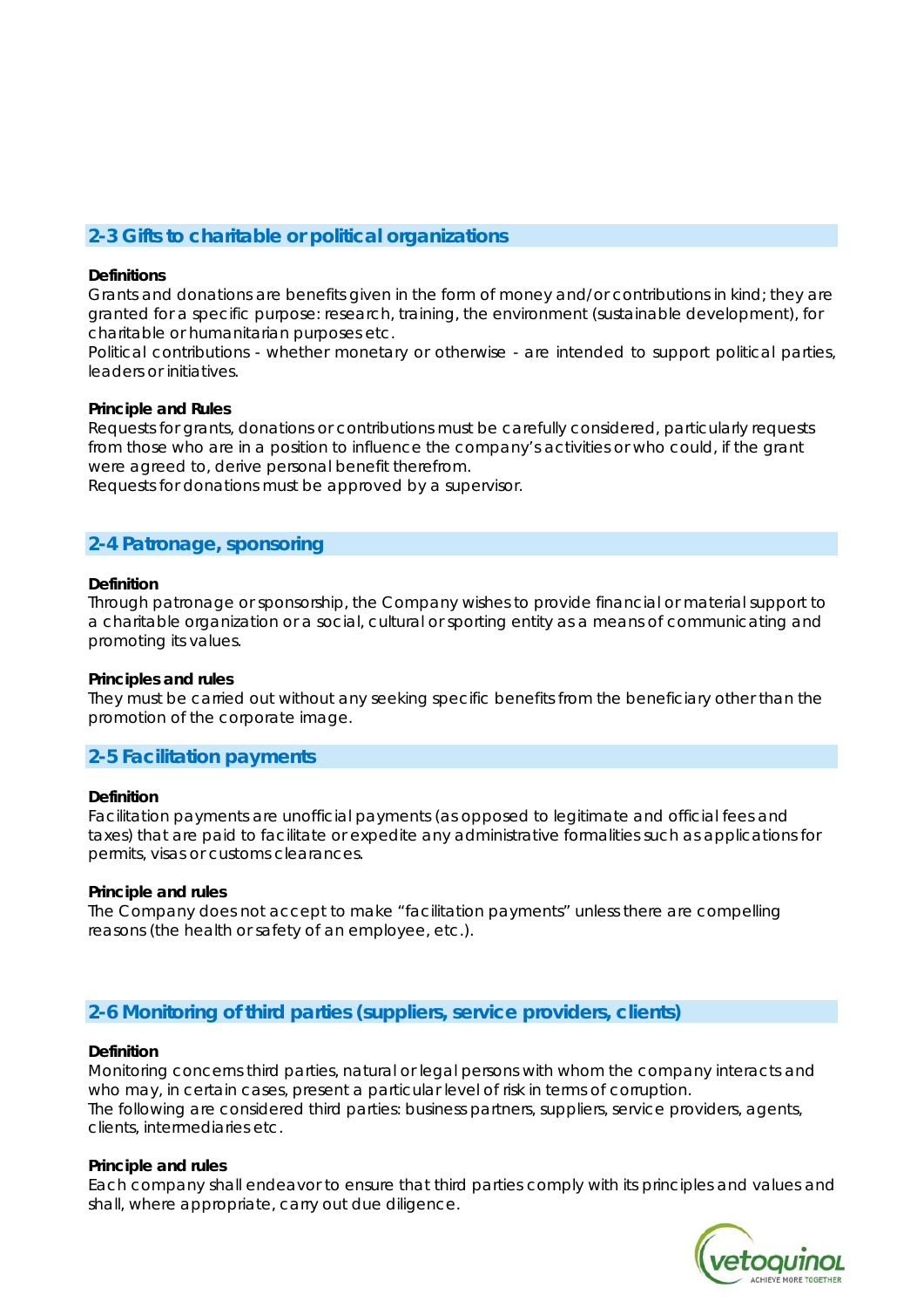## 2-3 Gifts to charitable or political organizations

**Definitions**

Grants and donations are benefits given in the form of money and/or contributions in kind; they are granted for a specific purpose: research, training, the environment (sustainable development), for charitable or humanitarian purposes etc.

Political contributions - whether monetary or otherwise - are intended to support political parties, leaders or initiatives.

**Principle and Rules**

Requests for grants, donations or contributions must be carefully considered, particularly requests from those who are in a position to influence the company's activities or who could, if the grant were agreed to, derive personal benefit therefrom.

Requests for donations must be approved by a supervisor.

## 2-4 Patronage, sponsoring

**Definition**

Through patronage or sponsorship, the Company wishes to provide financial or material support to a charitable organization or a social, cultural or sporting entity as a means of communicating and promoting its values.

**Principles and rules**

They must be carried out without any seeking specific benefits from the beneficiary other than the promotion of the corporate image.

## 2-5 Facilitation payments

**Definition**

Facilitation payments are unofficial payments (as opposed to legitimate and official fees and taxes) that are paid to facilitate or expedite any administrative formalities such as applications for permits, visas or customs clearances.

**Principle and rules**

The Company does not accept to make "facilitation payments" unless there are compelling reasons (the health or safety of an employee, etc.).

## 2-6 Monitoring of third parties (suppliers, service providers, clients)

**Definition**

Monitoring concerns third parties, natural or legal persons with whom the company interacts and who may, in certain cases, present a particular level of risk in terms of corruption.

The following are considered third parties: business partners, suppliers, service providers, agents, clients, intermediaries etc.

**Principle and rules**

Each company shall endeavor to ensure that third parties comply with its principles and values and shall, where appropriate, carry out due diligence.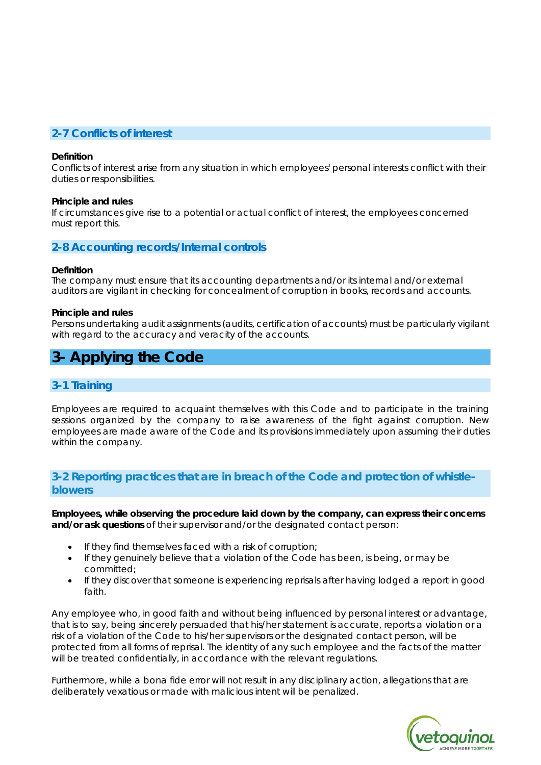### 2-7 Conflicts of interest

**Definition**
Conflicts of interest arise from any situation in which employees' personal interests conflict with their duties or responsibilities.

**Principle and rules**
If circumstances give rise to a potential or actual conflict of interest, the employees concerned must report this.

### 2-8 Accounting records/Internal controls

**Definition**
The company must ensure that its accounting departments and/or its internal and/or external auditors are vigilant in checking for concealment of corruption in books, records and accounts.

**Principle and rules**
Persons undertaking audit assignments (audits, certification of accounts) must be particularly vigilant with regard to the accuracy and veracity of the accounts.

## 3- Applying the Code

### 3-1 Training

Employees are required to acquaint themselves with this Code and to participate in the training sessions organized by the company to raise awareness of the fight against corruption. New employees are made aware of the Code and its provisions immediately upon assuming their duties within the company.

### 3-2 Reporting practices that are in breach of the Code and protection of whistle-blowers

**Employees, while observing the procedure laid down by the company, can express their concerns and/or ask questions** of their supervisor and/or the designated contact person:

- If they find themselves faced with a risk of corruption;
- If they genuinely believe that a violation of the Code has been, is being, or may be committed;
- If they discover that someone is experiencing reprisals after having lodged a report in good faith.

Any employee who, in good faith and without being influenced by personal interest or advantage, that is to say, being sincerely persuaded that his/her statement is accurate, reports a violation or a risk of a violation of the Code to his/her supervisors or the designated contact person, will be protected from all forms of reprisal. The identity of any such employee and the facts of the matter will be treated confidentially, in accordance with the relevant regulations.

Furthermore, while a bona fide error will not result in any disciplinary action, allegations that are deliberately vexatious or made with malicious intent will be penalized.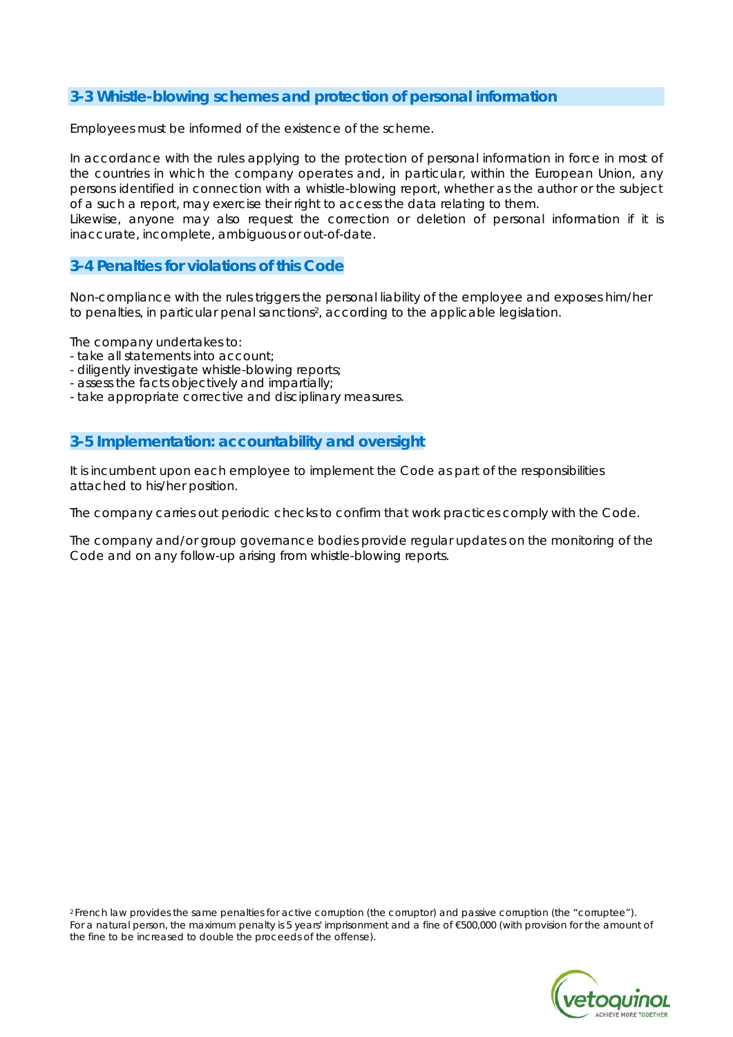## 3-3 Whistle-blowing schemes and protection of personal information

Employees must be informed of the existence of the scheme.

In accordance with the rules applying to the protection of personal information in force in most of the countries in which the company operates and, in particular, within the European Union, any persons identified in connection with a whistle-blowing report, whether as the author or the subject of a such a report, may exercise their right to access the data relating to them.
Likewise, anyone may also request the correction or deletion of personal information if it is inaccurate, incomplete, ambiguous or out-of-date.

## 3-4 Penalties for violations of this Code

Non-compliance with the rules triggers the personal liability of the employee and exposes him/her to penalties, in particular penal sanctions[2], according to the applicable legislation.

The company undertakes to:
- take all statements into account;
- diligently investigate whistle-blowing reports;
- assess the facts objectively and impartially;
- take appropriate corrective and disciplinary measures.

## 3-5 Implementation: accountability and oversight

It is incumbent upon each employee to implement the Code as part of the responsibilities attached to his/her position.

The company carries out periodic checks to confirm that work practices comply with the Code.

The company and/or group governance bodies provide regular updates on the monitoring of the Code and on any follow-up arising from whistle-blowing reports.

[2] French law provides the same penalties for active corruption (the corruptor) and passive corruption (the "corruptee"). For a natural person, the maximum penalty is 5 years' imprisonment and a fine of €500,000 (with provision for the amount of the fine to be increased to double the proceeds of the offense).